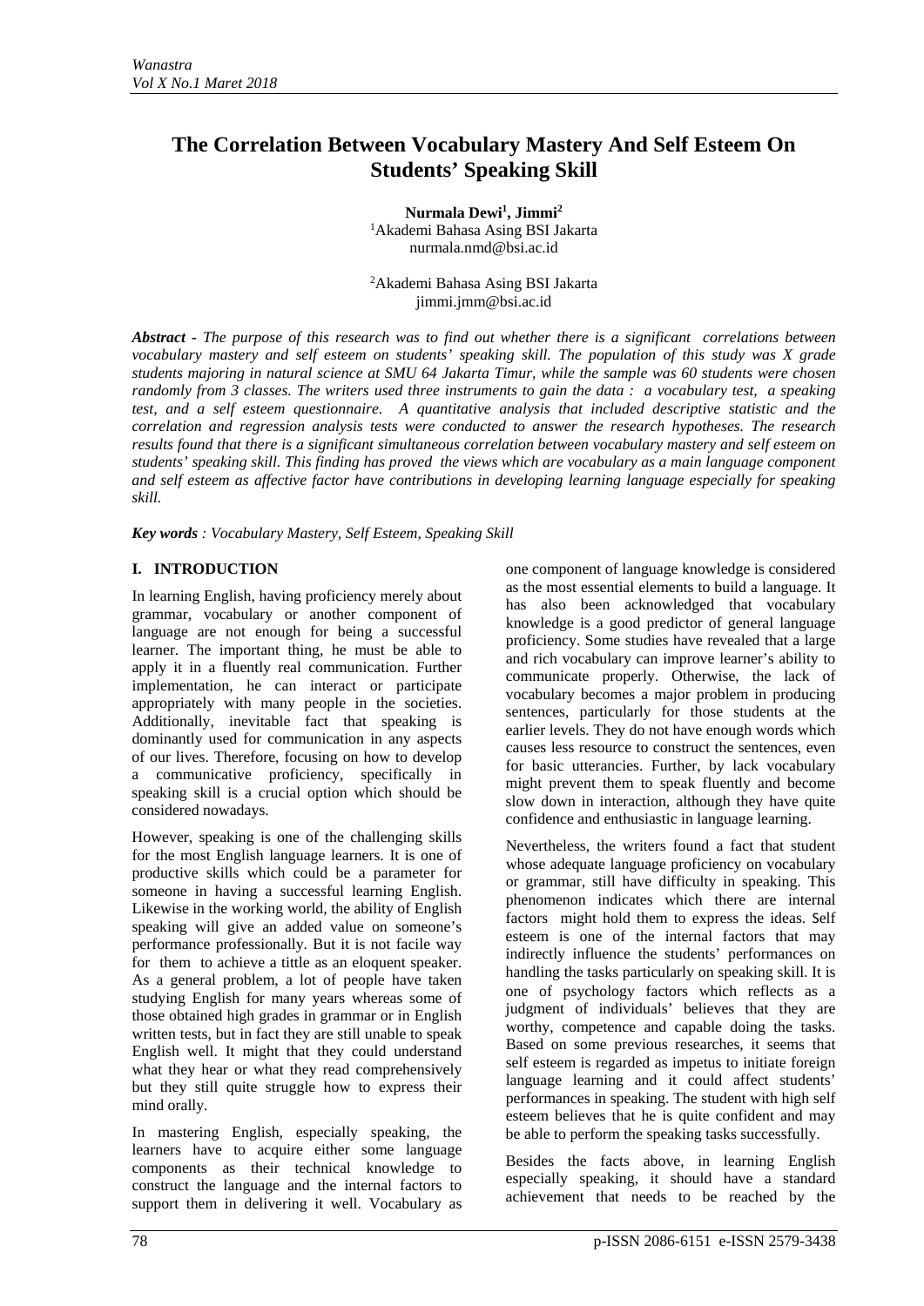# The Correlation Between Vocabulary Mastery And Self Esteem On Students' Speaking Skill

**Nurmala Dewi[1], Jimmi[2]**
[1]Akademi Bahasa Asing BSI Jakarta
nurmala.nmd@bsi.ac.id

[2]Akademi Bahasa Asing BSI Jakarta
jimmi.jmm@bsi.ac.id

***Abstract -*** *The purpose of this research was to find out whether there is a significant correlations between vocabulary mastery and self esteem on students' speaking skill. The population of this study was X grade students majoring in natural science at SMU 64 Jakarta Timur, while the sample was 60 students were chosen randomly from 3 classes. The writers used three instruments to gain the data : a vocabulary test, a speaking test, and a self esteem questionnaire. A quantitative analysis that included descriptive statistic and the correlation and regression analysis tests were conducted to answer the research hypotheses. The research results found that there is a significant simultaneous correlation between vocabulary mastery and self esteem on students' speaking skill. This finding has proved the views which are vocabulary as a main language component and self esteem as affective factor have contributions in developing learning language especially for speaking skill.*

***Key words*** *: Vocabulary Mastery, Self Esteem, Speaking Skill*

## I. INTRODUCTION

In learning English, having proficiency merely about grammar, vocabulary or another component of language are not enough for being a successful learner. The important thing, he must be able to apply it in a fluently real communication. Further implementation, he can interact or participate appropriately with many people in the societies. Additionally, inevitable fact that speaking is dominantly used for communication in any aspects of our lives. Therefore, focusing on how to develop a communicative proficiency, specifically in speaking skill is a crucial option which should be considered nowadays.

However, speaking is one of the challenging skills for the most English language learners. It is one of productive skills which could be a parameter for someone in having a successful learning English. Likewise in the working world, the ability of English speaking will give an added value on someone's performance professionally. But it is not facile way for them to achieve a tittle as an eloquent speaker. As a general problem, a lot of people have taken studying English for many years whereas some of those obtained high grades in grammar or in English written tests, but in fact they are still unable to speak English well. It might that they could understand what they hear or what they read comprehensively but they still quite struggle how to express their mind orally.

In mastering English, especially speaking, the learners have to acquire either some language components as their technical knowledge to construct the language and the internal factors to support them in delivering it well. Vocabulary as one component of language knowledge is considered as the most essential elements to build a language. It has also been acknowledged that vocabulary knowledge is a good predictor of general language proficiency. Some studies have revealed that a large and rich vocabulary can improve learner's ability to communicate properly. Otherwise, the lack of vocabulary becomes a major problem in producing sentences, particularly for those students at the earlier levels. They do not have enough words which causes less resource to construct the sentences, even for basic utterancies. Further, by lack vocabulary might prevent them to speak fluently and become slow down in interaction, although they have quite confidence and enthusiastic in language learning.

Nevertheless, the writers found a fact that student whose adequate language proficiency on vocabulary or grammar, still have difficulty in speaking. This phenomenon indicates which there are internal factors might hold them to express the ideas. Self esteem is one of the internal factors that may indirectly influence the students' performances on handling the tasks particularly on speaking skill. It is one of psychology factors which reflects as a judgment of individuals' believes that they are worthy, competence and capable doing the tasks. Based on some previous researches, it seems that self esteem is regarded as impetus to initiate foreign language learning and it could affect students' performances in speaking. The student with high self esteem believes that he is quite confident and may be able to perform the speaking tasks successfully.

Besides the facts above, in learning English especially speaking, it should have a standard achievement that needs to be reached by the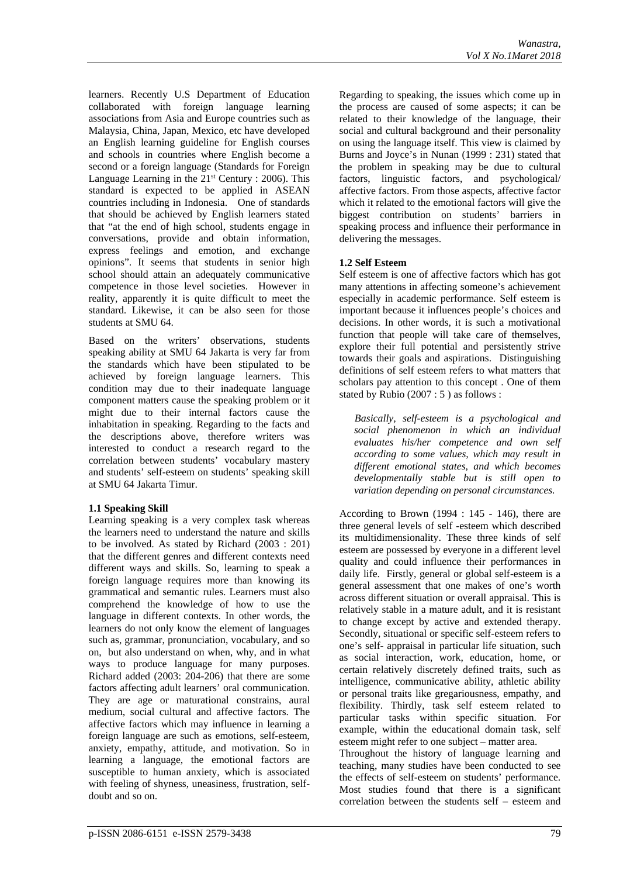learners. Recently U.S Department of Education collaborated with foreign language learning associations from Asia and Europe countries such as Malaysia, China, Japan, Mexico, etc have developed an English learning guideline for English courses and schools in countries where English become a second or a foreign language (Standards for Foreign Language Learning in the 21st Century : 2006). This standard is expected to be applied in ASEAN countries including in Indonesia. One of standards that should be achieved by English learners stated that "at the end of high school, students engage in conversations, provide and obtain information, express feelings and emotion, and exchange opinions". It seems that students in senior high school should attain an adequately communicative competence in those level societies. However in reality, apparently it is quite difficult to meet the standard. Likewise, it can be also seen for those students at SMU 64.

Based on the writers' observations, students speaking ability at SMU 64 Jakarta is very far from the standards which have been stipulated to be achieved by foreign language learners. This condition may due to their inadequate language component matters cause the speaking problem or it might due to their internal factors cause the inhabitation in speaking. Regarding to the facts and the descriptions above, therefore writers was interested to conduct a research regard to the correlation between students' vocabulary mastery and students' self-esteem on students' speaking skill at SMU 64 Jakarta Timur.

### 1.1 Speaking Skill

Learning speaking is a very complex task whereas the learners need to understand the nature and skills to be involved. As stated by Richard (2003 : 201) that the different genres and different contexts need different ways and skills. So, learning to speak a foreign language requires more than knowing its grammatical and semantic rules. Learners must also comprehend the knowledge of how to use the language in different contexts. In other words, the learners do not only know the element of languages such as, grammar, pronunciation, vocabulary, and so on, but also understand on when, why, and in what ways to produce language for many purposes. Richard added (2003: 204-206) that there are some factors affecting adult learners' oral communication. They are age or maturational constrains, aural medium, social cultural and affective factors. The affective factors which may influence in learning a foreign language are such as emotions, self-esteem, anxiety, empathy, attitude, and motivation. So in learning a language, the emotional factors are susceptible to human anxiety, which is associated with feeling of shyness, uneasiness, frustration, self-doubt and so on.

Regarding to speaking, the issues which come up in the process are caused of some aspects; it can be related to their knowledge of the language, their social and cultural background and their personality on using the language itself. This view is claimed by Burns and Joyce's in Nunan (1999 : 231) stated that the problem in speaking may be due to cultural factors, linguistic factors, and psychological/ affective factors. From those aspects, affective factor which it related to the emotional factors will give the biggest contribution on students' barriers in speaking process and influence their performance in delivering the messages.

### 1.2 Self Esteem

Self esteem is one of affective factors which has got many attentions in affecting someone's achievement especially in academic performance. Self esteem is important because it influences people's choices and decisions. In other words, it is such a motivational function that people will take care of themselves, explore their full potential and persistently strive towards their goals and aspirations. Distinguishing definitions of self esteem refers to what matters that scholars pay attention to this concept . One of them stated by Rubio (2007 : 5 ) as follows :

> *Basically, self-esteem is a psychological and social phenomenon in which an individual evaluates his/her competence and own self according to some values, which may result in different emotional states, and which becomes developmentally stable but is still open to variation depending on personal circumstances.*

According to Brown (1994 : 145 - 146), there are three general levels of self -esteem which described its multidimensionality. These three kinds of self esteem are possessed by everyone in a different level quality and could influence their performances in daily life. Firstly, general or global self-esteem is a general assessment that one makes of one's worth across different situation or overall appraisal. This is relatively stable in a mature adult, and it is resistant to change except by active and extended therapy. Secondly, situational or specific self-esteem refers to one's self- appraisal in particular life situation, such as social interaction, work, education, home, or certain relatively discretely defined traits, such as intelligence, communicative ability, athletic ability or personal traits like gregariousness, empathy, and flexibility. Thirdly, task self esteem related to particular tasks within specific situation. For example, within the educational domain task, self esteem might refer to one subject – matter area.

Throughout the history of language learning and teaching, many studies have been conducted to see the effects of self-esteem on students' performance. Most studies found that there is a significant correlation between the students self – esteem and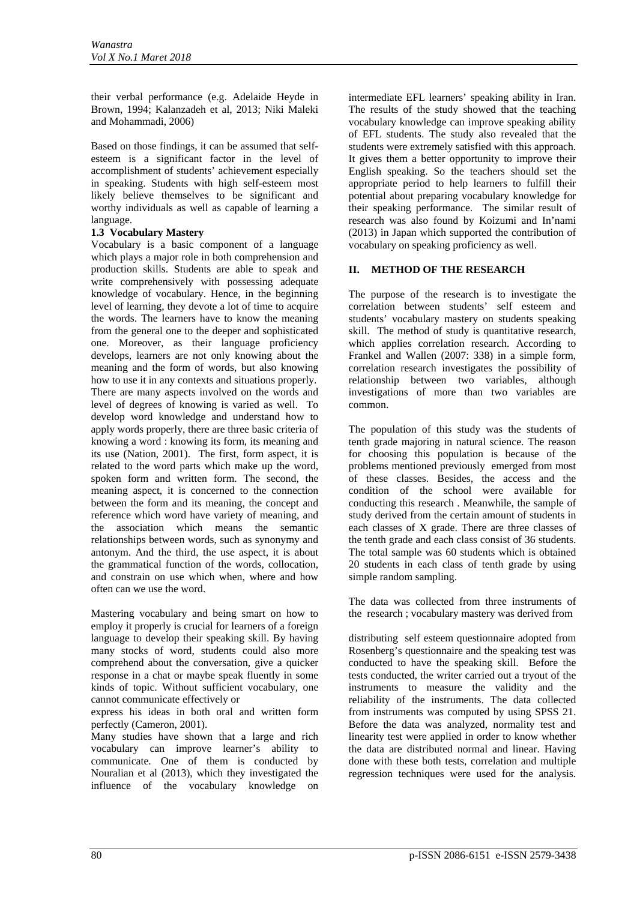their verbal performance (e.g. Adelaide Heyde in Brown, 1994; Kalanzadeh et al, 2013; Niki Maleki and Mohammadi, 2006)

Based on those findings, it can be assumed that self-esteem is a significant factor in the level of accomplishment of students' achievement especially in speaking. Students with high self-esteem most likely believe themselves to be significant and worthy individuals as well as capable of learning a language.

### 1.3 Vocabulary Mastery

Vocabulary is a basic component of a language which plays a major role in both comprehension and production skills. Students are able to speak and write comprehensively with possessing adequate knowledge of vocabulary. Hence, in the beginning level of learning, they devote a lot of time to acquire the words. The learners have to know the meaning from the general one to the deeper and sophisticated one. Moreover, as their language proficiency develops, learners are not only knowing about the meaning and the form of words, but also knowing how to use it in any contexts and situations properly. There are many aspects involved on the words and level of degrees of knowing is varied as well. To develop word knowledge and understand how to apply words properly, there are three basic criteria of knowing a word : knowing its form, its meaning and its use (Nation, 2001). The first, form aspect, it is related to the word parts which make up the word, spoken form and written form. The second, the meaning aspect, it is concerned to the connection between the form and its meaning, the concept and reference which word have variety of meaning, and the association which means the semantic relationships between words, such as synonymy and antonym. And the third, the use aspect, it is about the grammatical function of the words, collocation, and constrain on use which when, where and how often can we use the word.

Mastering vocabulary and being smart on how to employ it properly is crucial for learners of a foreign language to develop their speaking skill. By having many stocks of word, students could also more comprehend about the conversation, give a quicker response in a chat or maybe speak fluently in some kinds of topic. Without sufficient vocabulary, one cannot communicate effectively or express his ideas in both oral and written form perfectly (Cameron, 2001).

Many studies have shown that a large and rich vocabulary can improve learner's ability to communicate. One of them is conducted by Nouralian et al (2013), which they investigated the influence of the vocabulary knowledge on intermediate EFL learners' speaking ability in Iran. The results of the study showed that the teaching vocabulary knowledge can improve speaking ability of EFL students. The study also revealed that the students were extremely satisfied with this approach. It gives them a better opportunity to improve their English speaking. So the teachers should set the appropriate period to help learners to fulfill their potential about preparing vocabulary knowledge for their speaking performance. The similar result of research was also found by Koizumi and In'nami (2013) in Japan which supported the contribution of vocabulary on speaking proficiency as well.

## II. METHOD OF THE RESEARCH

The purpose of the research is to investigate the correlation between students' self esteem and students' vocabulary mastery on students speaking skill. The method of study is quantitative research, which applies correlation research. According to Frankel and Wallen (2007: 338) in a simple form, correlation research investigates the possibility of relationship between two variables, although investigations of more than two variables are common.

The population of this study was the students of tenth grade majoring in natural science. The reason for choosing this population is because of the problems mentioned previously emerged from most of these classes. Besides, the access and the condition of the school were available for conducting this research . Meanwhile, the sample of study derived from the certain amount of students in each classes of X grade. There are three classes of the tenth grade and each class consist of 36 students. The total sample was 60 students which is obtained 20 students in each class of tenth grade by using simple random sampling.

The data was collected from three instruments of the research ; vocabulary mastery was derived from distributing self esteem questionnaire adopted from Rosenberg's questionnaire and the speaking test was conducted to have the speaking skill. Before the tests conducted, the writer carried out a tryout of the instruments to measure the validity and the reliability of the instruments. The data collected from instruments was computed by using SPSS 21. Before the data was analyzed, normality test and linearity test were applied in order to know whether the data are distributed normal and linear. Having done with these both tests, correlation and multiple regression techniques were used for the analysis.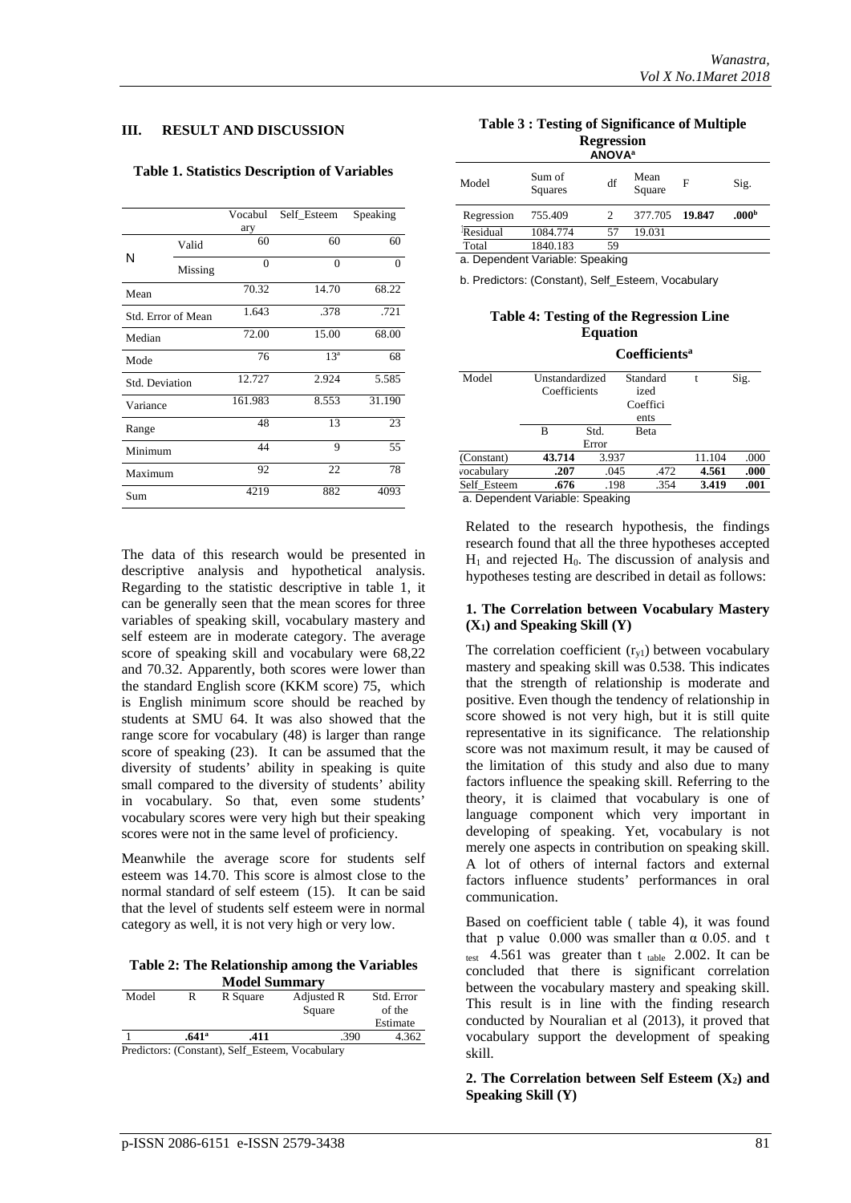## III. RESULT AND DISCUSSION

**Table 1. Statistics Description of Variables**

| | | Vocabulary | Self_Esteem | Speaking |
|---|---|---|---|---|
| N | Valid | 60 | 60 | 60 |
| | Missing | 0 | 0 | 0 |
| Mean | | 70.32 | 14.70 | 68.22 |
| Std. Error of Mean | | 1.643 | .378 | .721 |
| Median | | 72.00 | 15.00 | 68.00 |
| Mode | | 76 | 13[a] | 68 |
| Std. Deviation | | 12.727 | 2.924 | 5.585 |
| Variance | | 161.983 | 8.553 | 31.190 |
| Range | | 48 | 13 | 23 |
| Minimum | | 44 | 9 | 55 |
| Maximum | | 92 | 22 | 78 |
| Sum | | 4219 | 882 | 4093 |

The data of this research would be presented in descriptive analysis and hypothetical analysis. Regarding to the statistic descriptive in table 1, it can be generally seen that the mean scores for three variables of speaking skill, vocabulary mastery and self esteem are in moderate category. The average score of speaking skill and vocabulary were 68,22 and 70.32. Apparently, both scores were lower than the standard English score (KKM score) 75, which is English minimum score should be reached by students at SMU 64. It was also showed that the range score for vocabulary (48) is larger than range score of speaking (23). It can be assumed that the diversity of students' ability in speaking is quite small compared to the diversity of students' ability in vocabulary. So that, even some students' vocabulary scores were very high but their speaking scores were not in the same level of proficiency.

Meanwhile the average score for students self esteem was 14.70. This score is almost close to the normal standard of self esteem (15). It can be said that the level of students self esteem were in normal category as well, it is not very high or very low.

**Table 2: The Relationship among the Variables**

**Model Summary**

| Model | R | R Square | Adjusted R Square | Std. Error of the Estimate |
|---|---|---|---|---|
| 1 | **.641[a]** | **.411** | .390 | 4.362 |

Predictors: (Constant), Self_Esteem, Vocabulary

**Table 3 : Testing of Significance of Multiple Regression**

**ANOVA[a]**

| Model | Sum of Squares | df | Mean Square | F | Sig. |
|---|---|---|---|---|---|
| Regression | 755.409 | 2 | 377.705 | **19.847** | **.000[b]** |
| Residual | 1084.774 | 57 | 19.031 | | |
| Total | 1840.183 | 59 | | | |

a. Dependent Variable: Speaking

b. Predictors: (Constant), Self_Esteem, Vocabulary

**Table 4: Testing of the Regression Line Equation**

**Coefficients[a]**

| Model | Unstandardized Coefficients B | Unstandardized Coefficients Std. Error | Standardized Coefficients Beta | t | Sig. |
|---|---|---|---|---|---|
| (Constant) | **43.714** | 3.937 | | 11.104 | .000 |
| vocabulary | **.207** | .045 | .472 | **4.561** | **.000** |
| Self_Esteem | **.676** | .198 | .354 | **3.419** | **.001** |

a. Dependent Variable: Speaking

Related to the research hypothesis, the findings research found that all the three hypotheses accepted $H_1$ and rejected $H_0$. The discussion of analysis and hypotheses testing are described in detail as follows:

### 1. The Correlation between Vocabulary Mastery ($X_1$) and Speaking Skill (Y)

The correlation coefficient ($r_{y1}$) between vocabulary mastery and speaking skill was 0.538. This indicates that the strength of relationship is moderate and positive. Even though the tendency of relationship in score showed is not very high, but it is still quite representative in its significance. The relationship score was not maximum result, it may be caused of the limitation of this study and also due to many factors influence the speaking skill. Referring to the theory, it is claimed that vocabulary is one of language component which very important in developing of speaking. Yet, vocabulary is not merely one aspects in contribution on speaking skill. A lot of others of internal factors and external factors influence students' performances in oral communication.

Based on coefficient table ( table 4), it was found that p value 0.000 was smaller than $\alpha$ 0.05. and $t_{test}$ 4.561 was greater than $t_{table}$ 2.002. It can be concluded that there is significant correlation between the vocabulary mastery and speaking skill. This result is in line with the finding research conducted by Nouralian et al (2013), it proved that vocabulary support the development of speaking skill.

### 2. The Correlation between Self Esteem ($X_2$) and Speaking Skill (Y)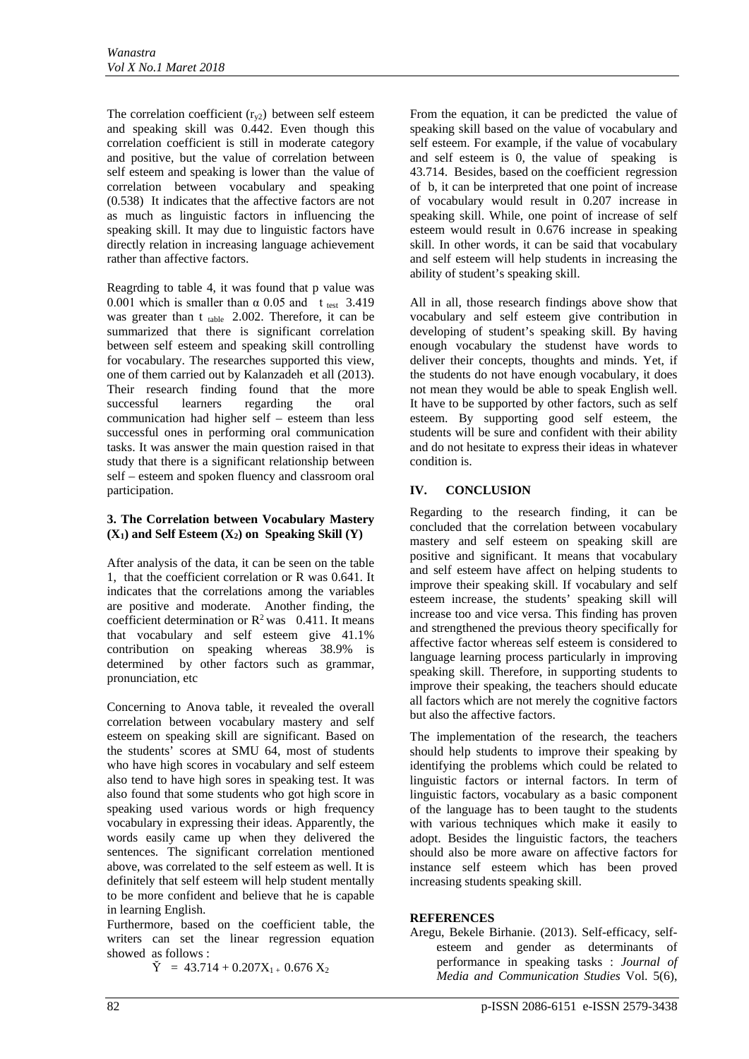The correlation coefficient ($r_{y2}$) between self esteem and speaking skill was 0.442. Even though this correlation coefficient is still in moderate category and positive, but the value of correlation between self esteem and speaking is lower than the value of correlation between vocabulary and speaking (0.538) It indicates that the affective factors are not as much as linguistic factors in influencing the speaking skill. It may due to linguistic factors have directly relation in increasing language achievement rather than affective factors.

Reagrding to table 4, it was found that p value was 0.001 which is smaller than $\alpha$ 0.05 and $t_{test}$ 3.419 was greater than $t_{table}$ 2.002. Therefore, it can be summarized that there is significant correlation between self esteem and speaking skill controlling for vocabulary. The researches supported this view, one of them carried out by Kalanzadeh et all (2013). Their research finding found that the more successful learners regarding the oral communication had higher self – esteem than less successful ones in performing oral communication tasks. It was answer the main question raised in that study that there is a significant relationship between self – esteem and spoken fluency and classroom oral participation.

### 3. The Correlation between Vocabulary Mastery ($X_1$) and Self Esteem ($X_2$) on Speaking Skill (Y)

After analysis of the data, it can be seen on the table 1, that the coefficient correlation or R was 0.641. It indicates that the correlations among the variables are positive and moderate. Another finding, the coefficient determination or $R^2$ was 0.411. It means that vocabulary and self esteem give 41.1% contribution on speaking whereas 38.9% is determined by other factors such as grammar, pronunciation, etc

Concerning to Anova table, it revealed the overall correlation between vocabulary mastery and self esteem on speaking skill are significant. Based on the students' scores at SMU 64, most of students who have high scores in vocabulary and self esteem also tend to have high sores in speaking test. It was also found that some students who got high score in speaking used various words or high frequency vocabulary in expressing their ideas. Apparently, the words easily came up when they delivered the sentences. The significant correlation mentioned above, was correlated to the self esteem as well. It is definitely that self esteem will help student mentally to be more confident and believe that he is capable in learning English.

Furthermore, based on the coefficient table, the writers can set the linear regression equation showed as follows :

$$\check{Y} = 43.714 + 0.207X_1 + 0.676\, X_2$$

From the equation, it can be predicted the value of speaking skill based on the value of vocabulary and self esteem. For example, if the value of vocabulary and self esteem is 0, the value of speaking is 43.714. Besides, based on the coefficient regression of b, it can be interpreted that one point of increase of vocabulary would result in 0.207 increase in speaking skill. While, one point of increase of self esteem would result in 0.676 increase in speaking skill. In other words, it can be said that vocabulary and self esteem will help students in increasing the ability of student's speaking skill.

All in all, those research findings above show that vocabulary and self esteem give contribution in developing of student's speaking skill. By having enough vocabulary the studenst have words to deliver their concepts, thoughts and minds. Yet, if the students do not have enough vocabulary, it does not mean they would be able to speak English well. It have to be supported by other factors, such as self esteem. By supporting good self esteem, the students will be sure and confident with their ability and do not hesitate to express their ideas in whatever condition is.

## IV. CONCLUSION

Regarding to the research finding, it can be concluded that the correlation between vocabulary mastery and self esteem on speaking skill are positive and significant. It means that vocabulary and self esteem have affect on helping students to improve their speaking skill. If vocabulary and self esteem increase, the students' speaking skill will increase too and vice versa. This finding has proven and strengthened the previous theory specifically for affective factor whereas self esteem is considered to language learning process particularly in improving speaking skill. Therefore, in supporting students to improve their speaking, the teachers should educate all factors which are not merely the cognitive factors but also the affective factors.

The implementation of the research, the teachers should help students to improve their speaking by identifying the problems which could be related to linguistic factors or internal factors. In term of linguistic factors, vocabulary as a basic component of the language has to been taught to the students with various techniques which make it easily to adopt. Besides the linguistic factors, the teachers should also be more aware on affective factors for instance self esteem which has been proved increasing students speaking skill.

**REFERENCES**

Aregu, Bekele Birhanie. (2013). Self-efficacy, self-esteem and gender as determinants of performance in speaking tasks : *Journal of Media and Communication Studies* Vol. 5(6),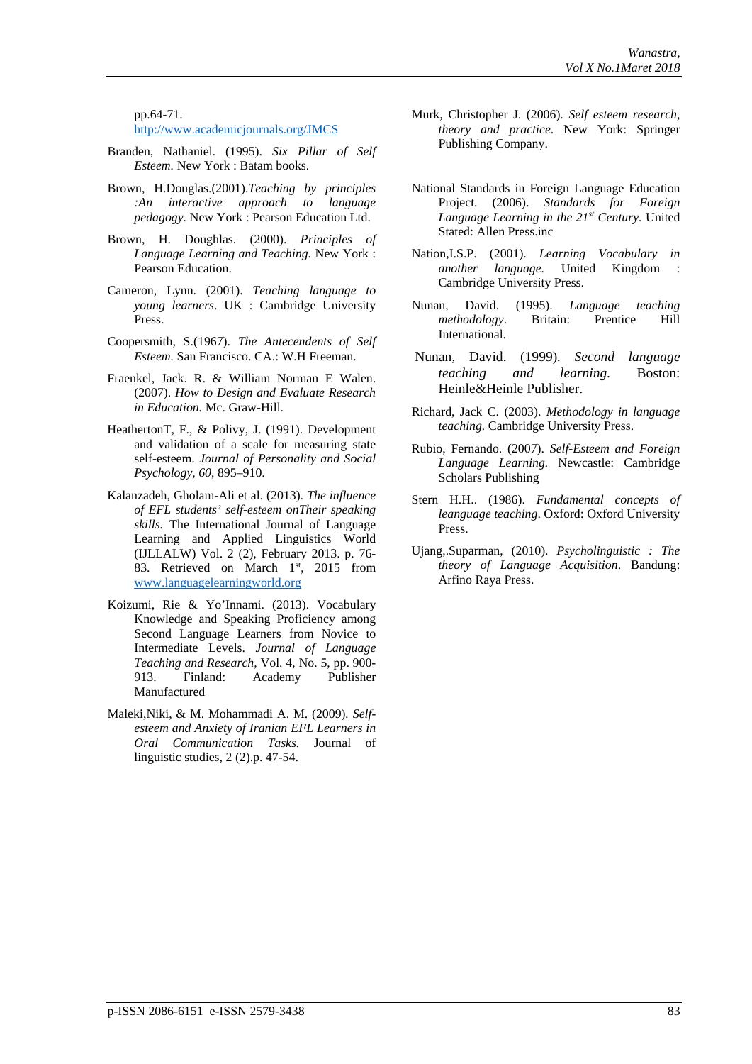pp.64-71. http://www.academicjournals.org/JMCS

Branden, Nathaniel. (1995). *Six Pillar of Self Esteem.* New York : Batam books.

Brown, H.Douglas.(2001).*Teaching by principles :An interactive approach to language pedagogy*. New York : Pearson Education Ltd.

Brown, H. Doughlas. (2000). *Principles of Language Learning and Teaching.* New York : Pearson Education.

Cameron, Lynn. (2001). *Teaching language to young learners*. UK : Cambridge University Press.

Coopersmith, S.(1967). *The Antecendents of Self Esteem.* San Francisco. CA.: W.H Freeman.

Fraenkel, Jack. R. & William Norman E Walen. (2007). *How to Design and Evaluate Research in Education.* Mc. Graw-Hill.

HeathertonT, F., & Polivy, J. (1991). Development and validation of a scale for measuring state self-esteem. *Journal of Personality and Social Psychology, 60*, 895–910.

Kalanzadeh, Gholam-Ali et al. (2013). *The influence of EFL students' self-esteem onTheir speaking skills.* The International Journal of Language Learning and Applied Linguistics World (IJLLALW) Vol. 2 (2), February 2013. p. 76-83. Retrieved on March 1st, 2015 from www.languagelearningworld.org

Koizumi, Rie & Yo'Innami. (2013). Vocabulary Knowledge and Speaking Proficiency among Second Language Learners from Novice to Intermediate Levels. *Journal of Language Teaching and Research*, Vol. 4, No. 5, pp. 900-913. Finland: Academy Publisher Manufactured

Maleki,Niki, & M. Mohammadi A. M. (2009). *Self-esteem and Anxiety of Iranian EFL Learners in Oral Communication Tasks.* Journal of linguistic studies, 2 (2).p. 47-54.

Murk, Christopher J. (2006). *Self esteem research, theory and practice.* New York: Springer Publishing Company.

National Standards in Foreign Language Education Project. (2006). *Standards for Foreign Language Learning in the 21st Century.* United Stated: Allen Press.inc

Nation,I.S.P. (2001). *Learning Vocabulary in another language.* United Kingdom : Cambridge University Press.

Nunan, David. (1995). *Language teaching methodology*. Britain: Prentice Hill International.

Nunan, David. (1999). *Second language teaching and learning.* Boston: Heinle&Heinle Publisher.

Richard, Jack C. (2003). *Methodology in language teaching.* Cambridge University Press.

Rubio, Fernando. (2007). *Self-Esteem and Foreign Language Learning.* Newcastle: Cambridge Scholars Publishing

Stern H.H.. (1986). *Fundamental concepts of leanguage teaching*. Oxford: Oxford University Press.

Ujang,.Suparman, (2010). *Psycholinguistic : The theory of Language Acquisition*. Bandung: Arfino Raya Press.